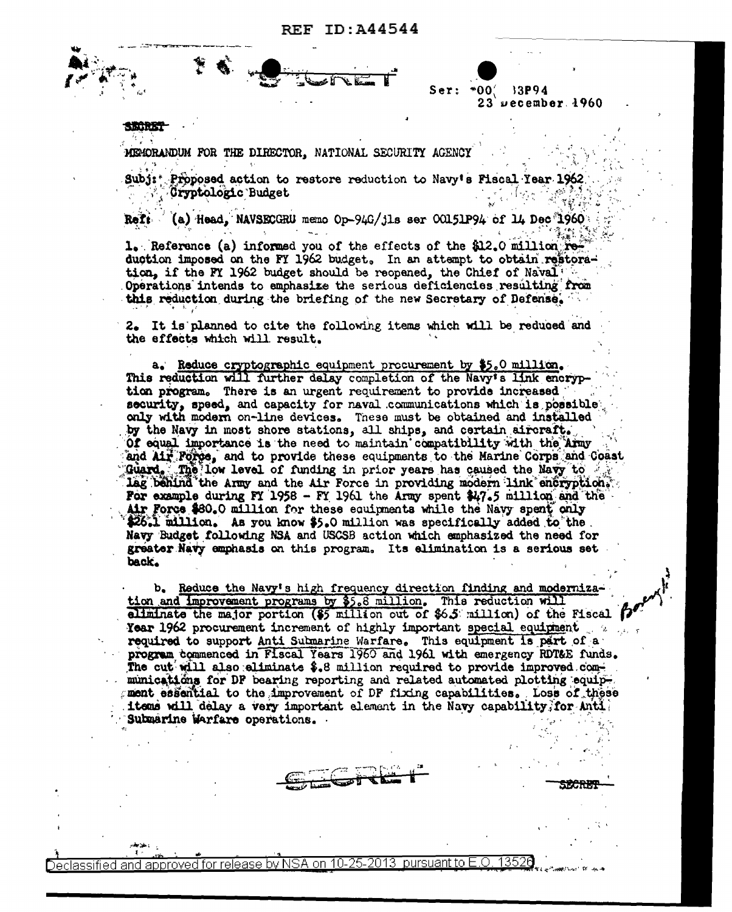SECRET

Ser: 00( 13P94
23 December 1960

SECRET

MEMORANDUM FOR THE DIRECTOR, NATIONAL SECURITY AGENCY

Subj: Proposed action to restore reduction to Navy's Fiscal Year 1962 Cryptologic Budget

Ref: (a) Head, NAVSECGRU memo Op-94G/jls ser 00151P94 of 14 Dec 1960

1. Reference (a) informed you of the effects of the $12.0 million reduction imposed on the FY 1962 budget. In an attempt to obtain restoration, if the FY 1962 budget should be reopened, the Chief of Naval Operations intends to emphasize the serious deficiencies resulting from this reduction during the briefing of the new Secretary of Defense.

2. It is planned to cite the following items which will be reduced and the effects which will result.

a. Reduce cryptographic equipment procurement by $5.0 million. This reduction will further delay completion of the Navy's link encryption program. There is an urgent requirement to provide increased security, speed, and capacity for naval communications which is possible only with modern on-line devices. These must be obtained and installed by the Navy in most shore stations, all ships, and certain aircraft. Of equal importance is the need to maintain compatibility with the Army and Air Force, and to provide these equipments to the Marine Corps and Coast Guard. The low level of funding in prior years has caused the Navy to lag behind the Army and the Air Force in providing modern link encryption. For example during FY 1958 - FY 1961 the Army spent $47.5 million and the Air Force $80.0 million for these equipments while the Navy spent only $26.1 million. As you know $5.0 million was specifically added to the Navy Budget following NSA and USCSB action which emphasized the need for greater Navy emphasis on this program. Its elimination is a serious set back.

b. Reduce the Navy's high frequency direction finding and modernization and improvement programs by $5.8 million. This reduction will eliminate the major portion ($5 million out of $6.5 million) of the Fiscal Year 1962 procurement increment of highly important special equipment required to support Anti Submarine Warfare. This equipment is part of a program commenced in Fiscal Years 1960 and 1961 with emergency RDT&E funds. The cut will also eliminate $.8 million required to provide improved communications for DF bearing reporting and related automated plotting equipment essential to the improvement of DF fixing capabilities. Loss of these items will delay a very important element in the Navy capability for Anti Submarine Warfare operations.

SECRET

SECRET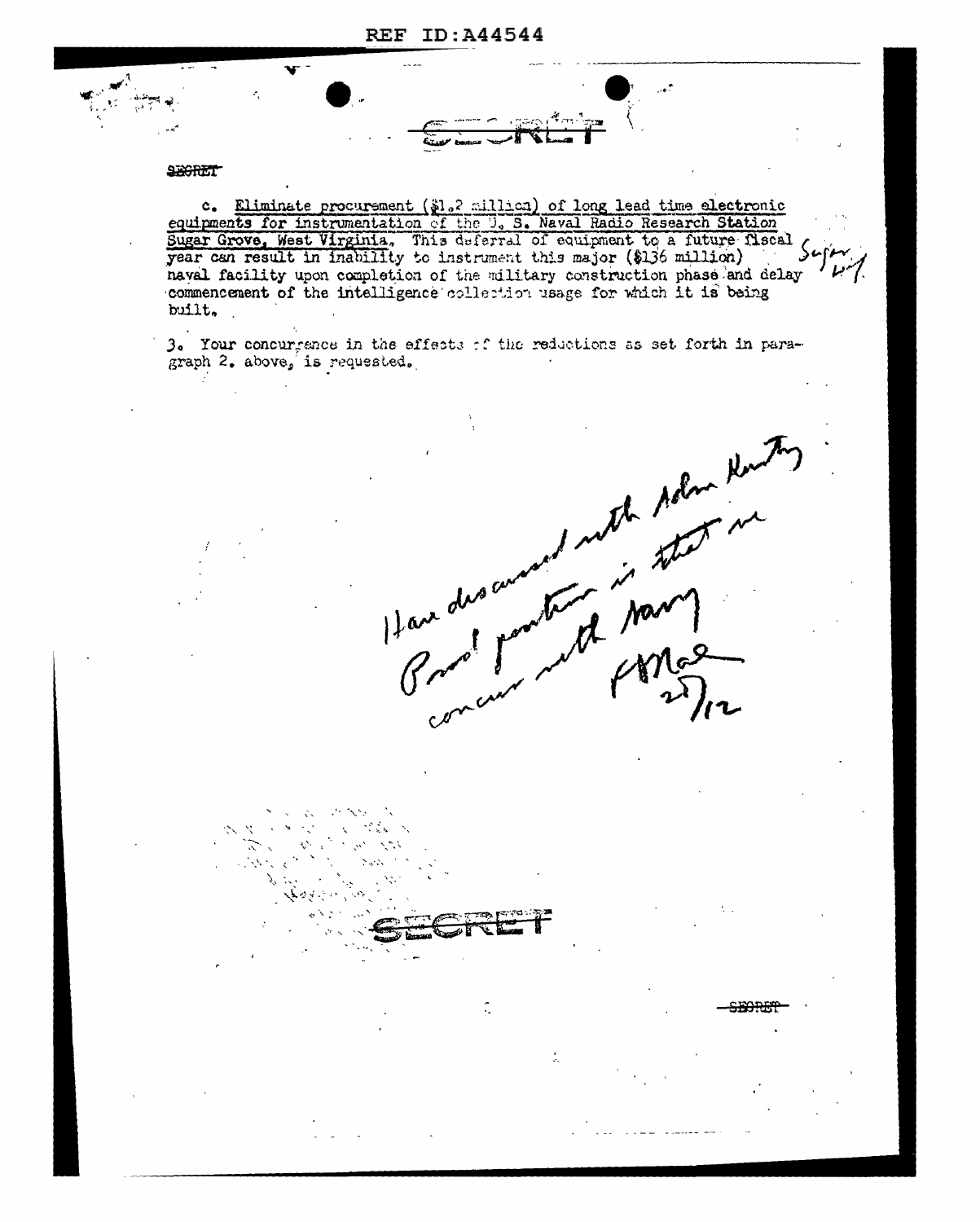SECRET

SECRET

c. Eliminate procurement ($1.2 million) of long lead time electronic equipments for instrumentation of the U. S. Naval Radio Research Station Sugar Grove, West Virginia. This deferral of equipment to a future fiscal year can result in inability to instrument this major ($136 million) naval facility upon completion of the military construction phase and delay commencement of the intelligence collection usage for which it is being built.

Sugar Gr.

3. Your concurrence in the effects of the reductions as set forth in paragraph 2, above, is requested.

Have discussed with Adm Keating
Prod position is that we
concur with Navy
FMcG
27/12

SECRET

SECRET